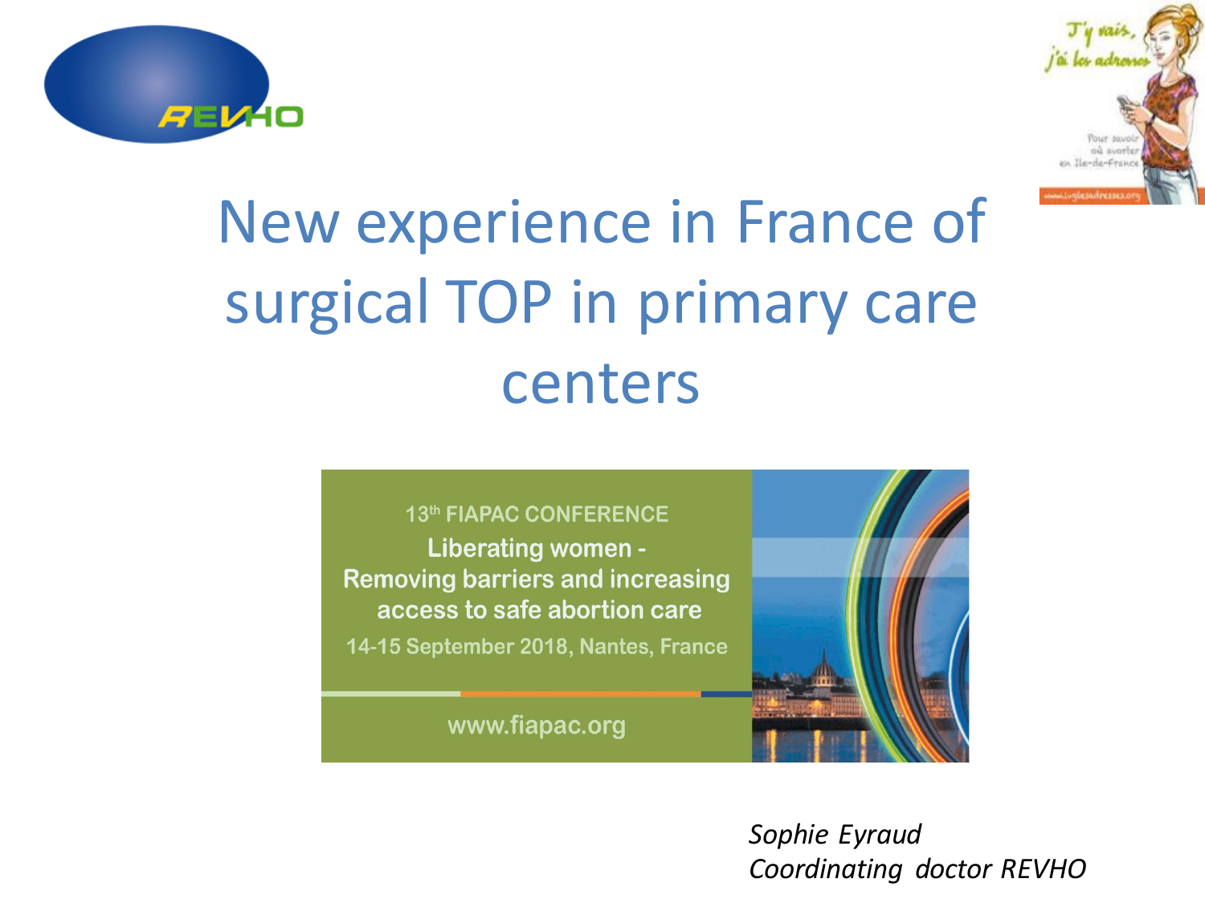REVHO

# New experience in France of surgical TOP in primary care centers

13th FIAPAC CONFERENCE

Liberating women - Removing barriers and increasing access to safe abortion care

14-15 September 2018, Nantes, France

www.fiapac.org

*Sophie Eyraud*
*Coordinating doctor REVHO*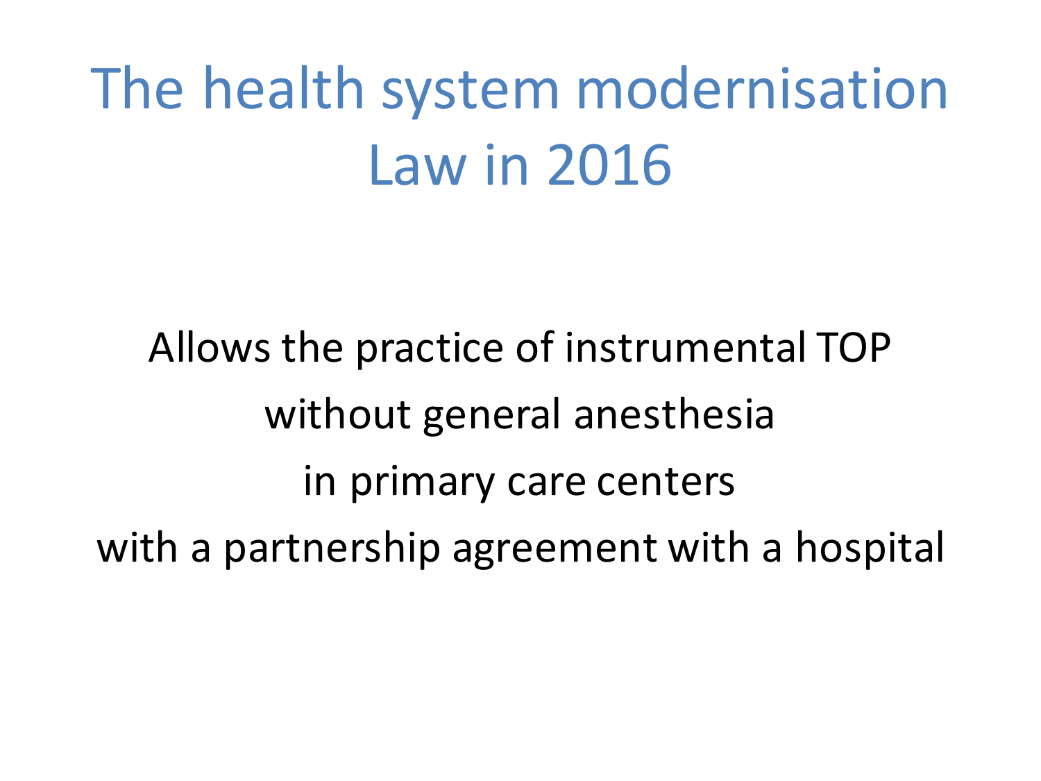# The health system modernisation Law in 2016

Allows the practice of instrumental TOP
without general anesthesia
in primary care centers
with a partnership agreement with a hospital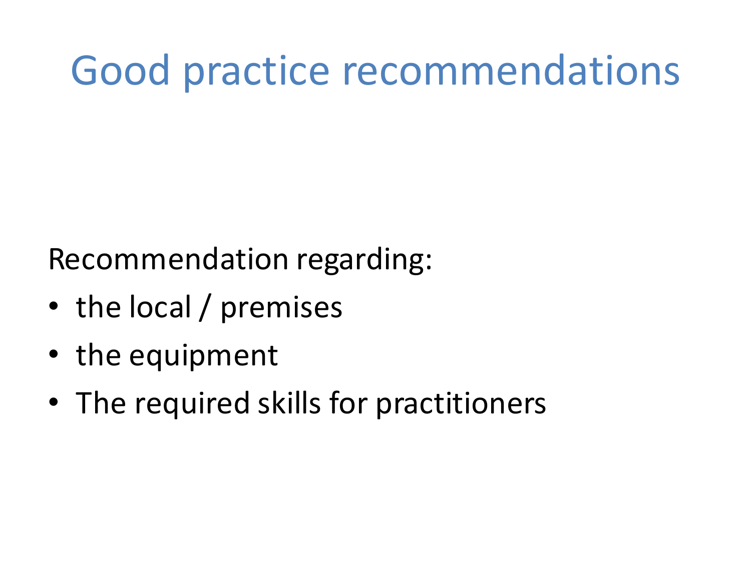# Good practice recommendations

Recommendation regarding:

- the local / premises
- the equipment
- The required skills for practitioners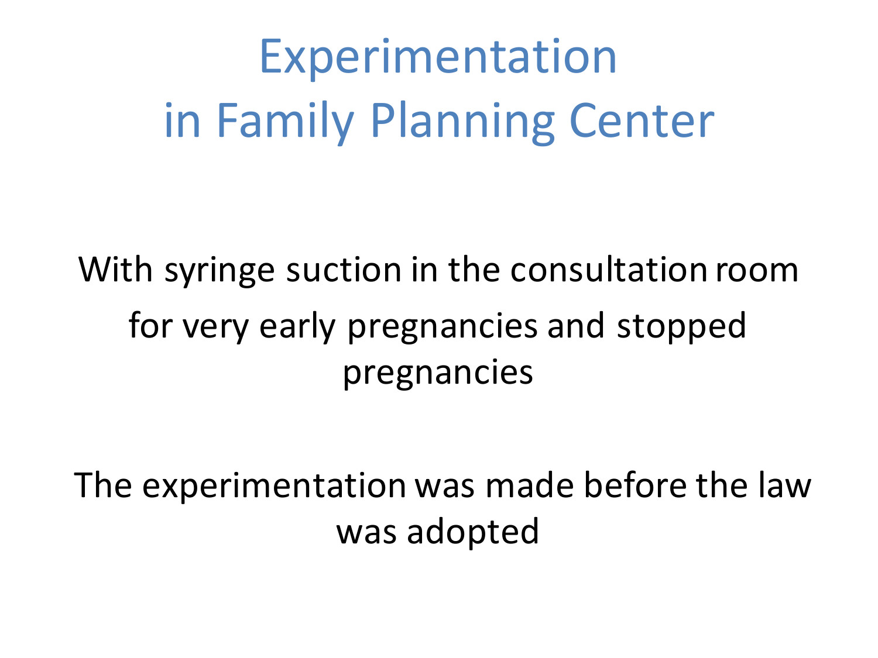# Experimentation in Family Planning Center

With syringe suction in the consultation room for very early pregnancies and stopped pregnancies

The experimentation was made before the law was adopted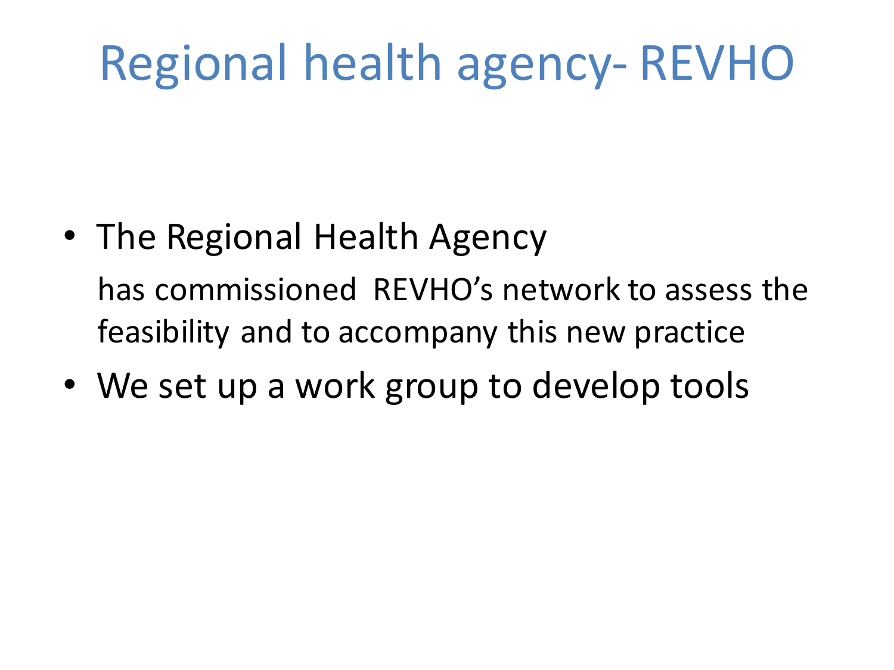# Regional health agency- REVHO

- The Regional Health Agency
  
  has commissioned REVHO's network to assess the feasibility and to accompany this new practice
- We set up a work group to develop tools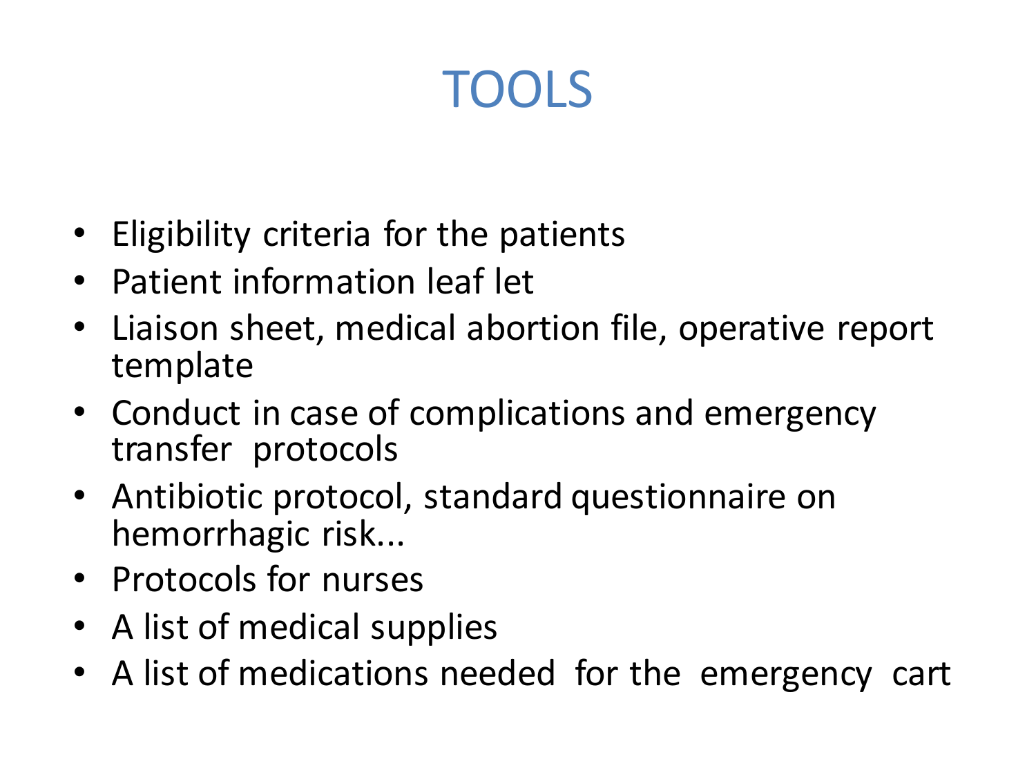# TOOLS

- Eligibility criteria for the patients
- Patient information leaf let
- Liaison sheet, medical abortion file, operative report template
- Conduct in case of complications and emergency transfer protocols
- Antibiotic protocol, standard questionnaire on hemorrhagic risk...
- Protocols for nurses
- A list of medical supplies
- A list of medications needed for the emergency cart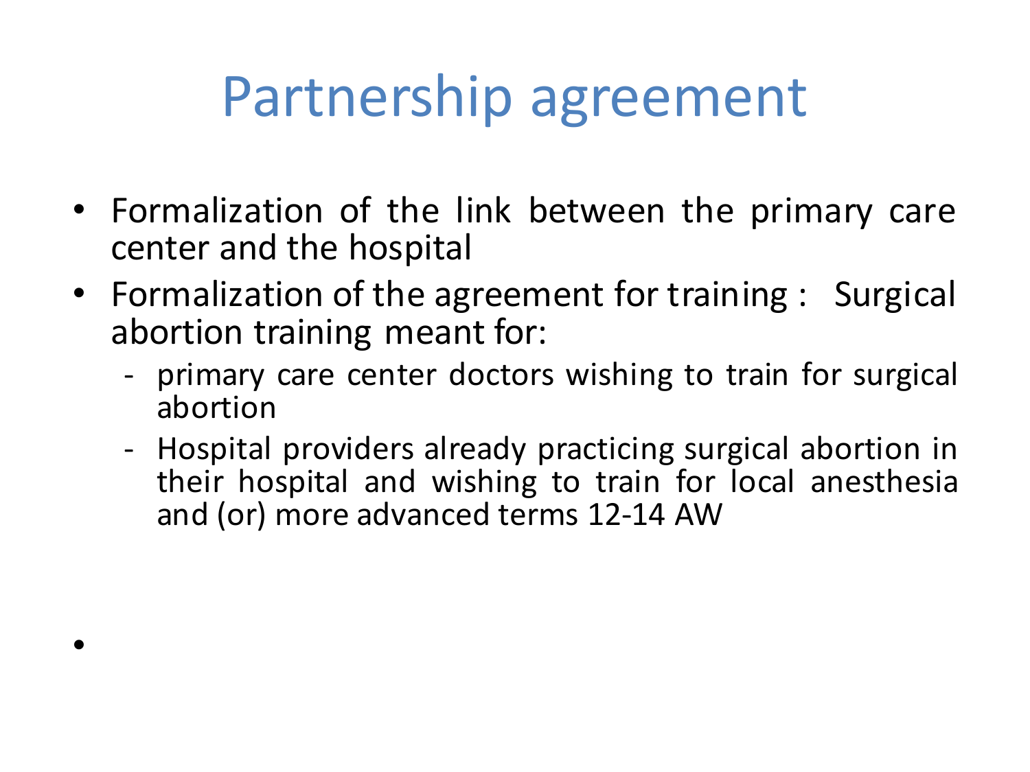# Partnership agreement

- Formalization of the link between the primary care center and the hospital
- Formalization of the agreement for training : Surgical abortion training meant for:
  - primary care center doctors wishing to train for surgical abortion
  - Hospital providers already practicing surgical abortion in their hospital and wishing to train for local anesthesia and (or) more advanced terms 12-14 AW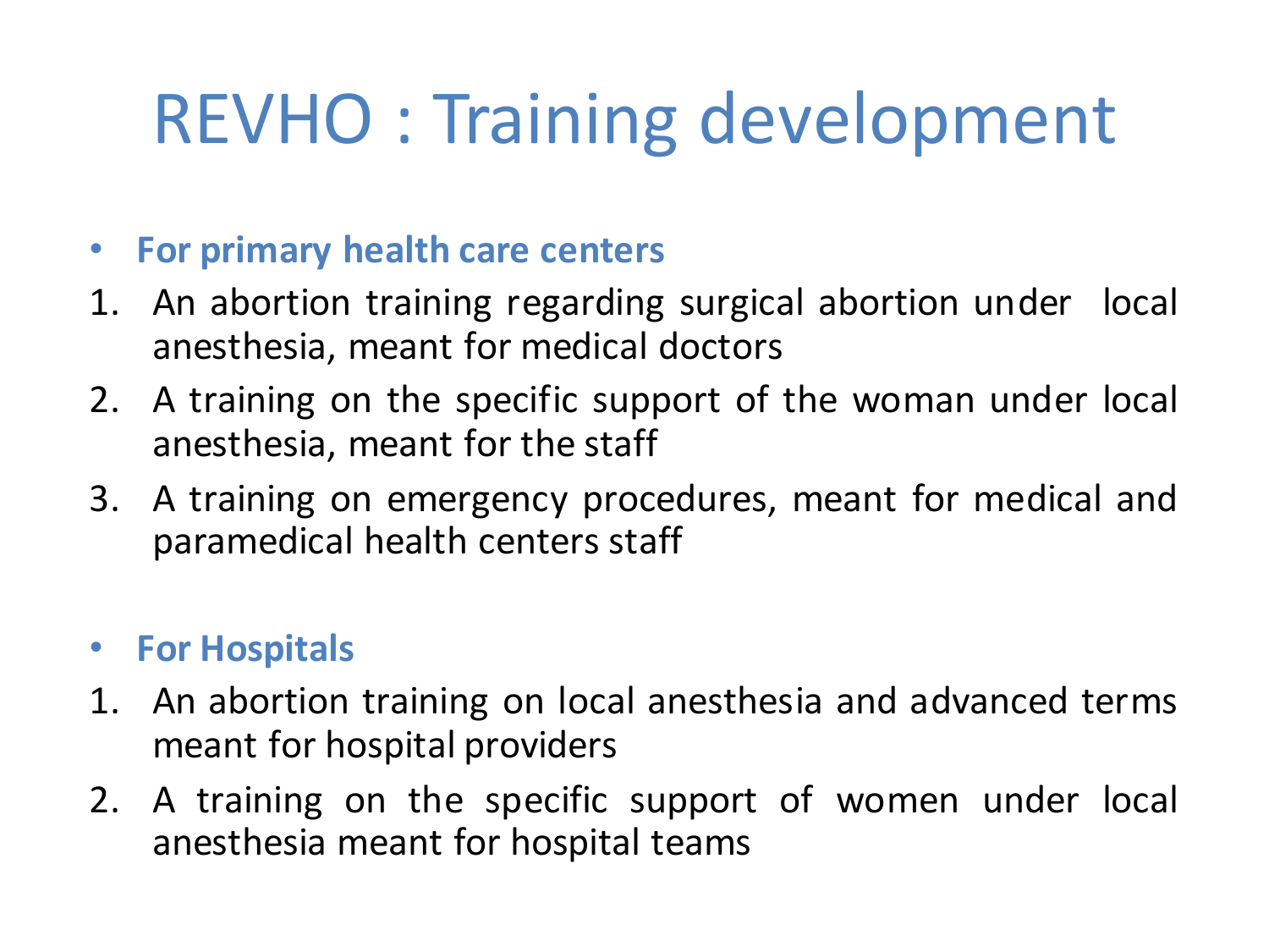# REVHO : Training development

- **For primary health care centers**

1. An abortion training regarding surgical abortion under local anesthesia, meant for medical doctors
2. A training on the specific support of the woman under local anesthesia, meant for the staff
3. A training on emergency procedures, meant for medical and paramedical health centers staff

- **For Hospitals**

1. An abortion training on local anesthesia and advanced terms meant for hospital providers
2. A training on the specific support of women under local anesthesia meant for hospital teams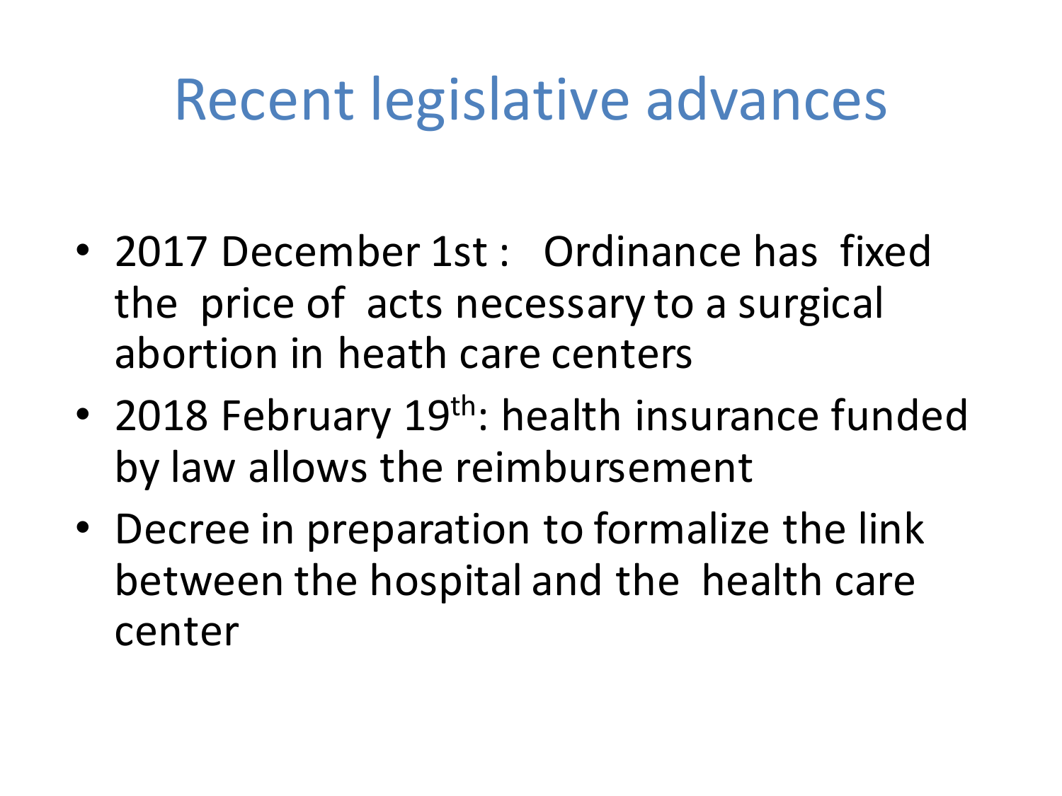# Recent legislative advances

- 2017 December 1st : Ordinance has fixed the price of acts necessary to a surgical abortion in heath care centers
- 2018 February 19th: health insurance funded by law allows the reimbursement
- Decree in preparation to formalize the link between the hospital and the health care center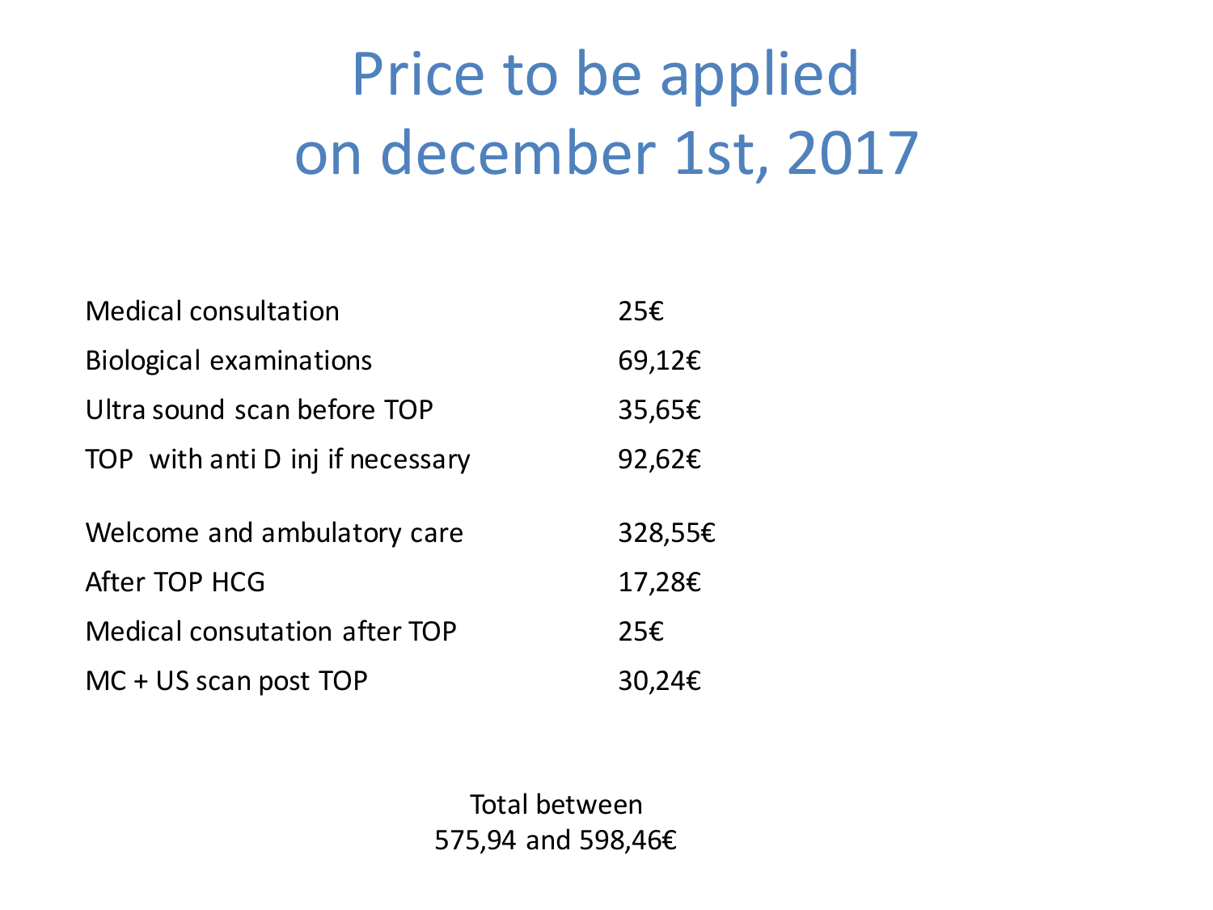# Price to be applied on december 1st, 2017

| | |
|---|---|
| Medical consultation | 25€ |
| Biological examinations | 69,12€ |
| Ultra sound scan before TOP | 35,65€ |
| TOP with anti D inj if necessary | 92,62€ |
| Welcome and ambulatory care | 328,55€ |
| After TOP HCG | 17,28€ |
| Medical consutation after TOP | 25€ |
| MC + US scan post TOP | 30,24€ |

Total between
575,94 and 598,46€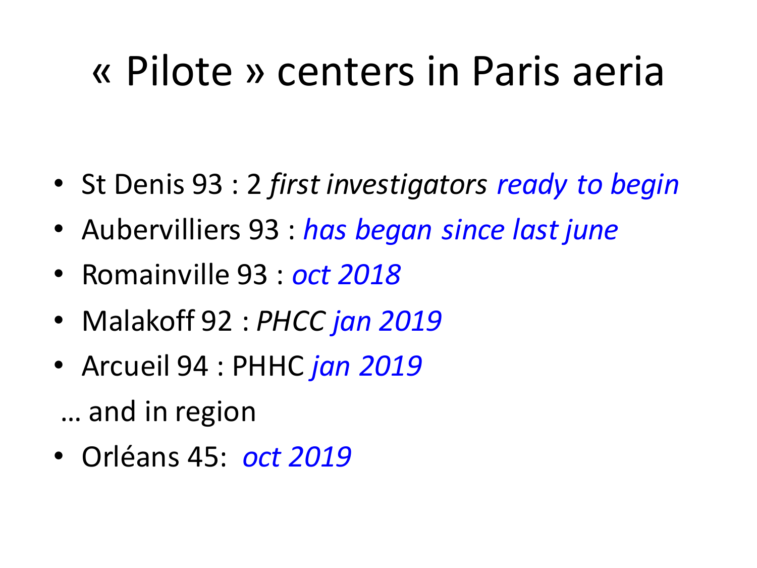# « Pilote » centers in Paris aeria

- St Denis 93 : 2 *first investigators* *ready to begin*
- Aubervilliers 93 : *has began since last june*
- Romainville 93 : *oct 2018*
- Malakoff 92 : *PHCC* *jan 2019*
- Arcueil 94 : PHHC *jan 2019*

… and in region

- Orléans 45: *oct 2019*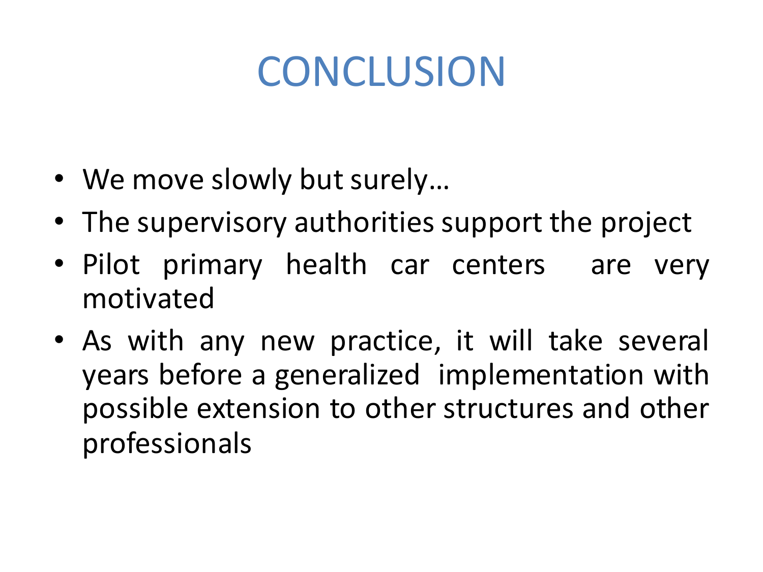# CONCLUSION

- We move slowly but surely…
- The supervisory authorities support the project
- Pilot primary health car centers are very motivated
- As with any new practice, it will take several years before a generalized implementation with possible extension to other structures and other professionals